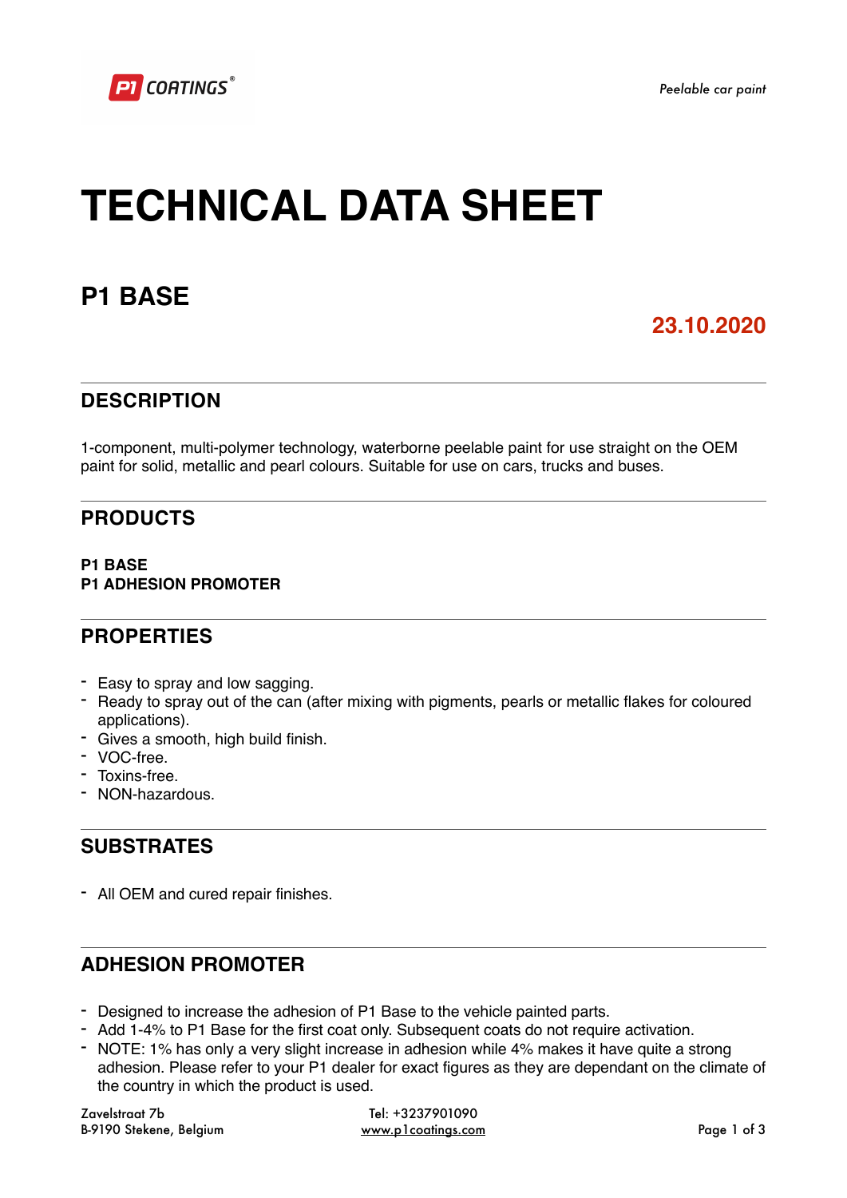# TECHNICAL DATA SHEET

## P1 BASE

**23.10.2020**

## DESCRIPTION

1-component, multi-polymer technology, waterborne peelable paint for use straight on the OEM paint for solid, metallic and pearl colours. Suitable for use on cars, trucks and buses.

## PRODUCTS

**P1 BASE**
**P1 ADHESION PROMOTER**

## PROPERTIES

- Easy to spray and low sagging.
- Ready to spray out of the can (after mixing with pigments, pearls or metallic flakes for coloured applications).
- Gives a smooth, high build finish.
- VOC-free.
- Toxins-free.
- NON-hazardous.

## SUBSTRATES

- All OEM and cured repair finishes.

## ADHESION PROMOTER

- Designed to increase the adhesion of P1 Base to the vehicle painted parts.
- Add 1-4% to P1 Base for the first coat only. Subsequent coats do not require activation.
- NOTE: 1% has only a very slight increase in adhesion while 4% makes it have quite a strong adhesion. Please refer to your P1 dealer for exact figures as they are dependant on the climate of the country in which the product is used.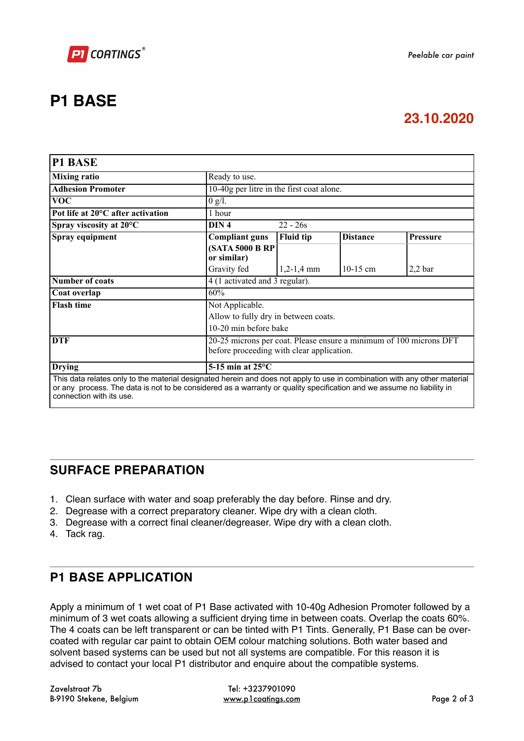# P1 BASE

**23.10.2020**

| **P1 BASE** | | | | |
|---|---|---|---|---|
| **Mixing ratio** | Ready to use. | | | |
| **Adhesion Promoter** | 10-40g per litre in the first coat alone. | | | |
| **VOC** | 0 g/l. | | | |
| **Pot life at 20°C after activation** | 1 hour | | | |
| **Spray viscosity at 20°C** | **DIN 4** | 22 - 26s | | |
| **Spray equipment** | **Compliant guns (SATA 5000 B RP or similar)** | **Fluid tip** | **Distance** | **Pressure** |
| | Gravity fed | 1,2-1,4 mm | 10-15 cm | 2,2 bar |
| **Number of coats** | 4 (1 activated and 3 regular). | | | |
| **Coat overlap** | 60% | | | |
| **Flash time** | Not Applicable.<br>Allow to fully dry in between coats.<br>10-20 min before bake | | | |
| **DTF** | 20-25 microns per coat. Please ensure a minimum of 100 microns DFT before proceeding with clear application. | | | |
| **Drying** | **5-15 min at 25°C** | | | |

This data relates only to the material designated herein and does not apply to use in combination with any other material or any process. The data is not to be considered as a warranty or quality specification and we assume no liability in connection with its use.

## SURFACE PREPARATION

1. Clean surface with water and soap preferably the day before. Rinse and dry.
2. Degrease with a correct preparatory cleaner. Wipe dry with a clean cloth.
3. Degrease with a correct final cleaner/degreaser. Wipe dry with a clean cloth.
4. Tack rag.

## P1 BASE APPLICATION

Apply a minimum of 1 wet coat of P1 Base activated with 10-40g Adhesion Promoter followed by a minimum of 3 wet coats allowing a sufficient drying time in between coats. Overlap the coats 60%. The 4 coats can be left transparent or can be tinted with P1 Tints. Generally, P1 Base can be over-coated with regular car paint to obtain OEM colour matching solutions. Both water based and solvent based systems can be used but not all systems are compatible. For this reason it is advised to contact your local P1 distributor and enquire about the compatible systems.

Zavelstraat 7b
B-9190 Stekene, Belgium

Tel: +3237901090
www.p1coatings.com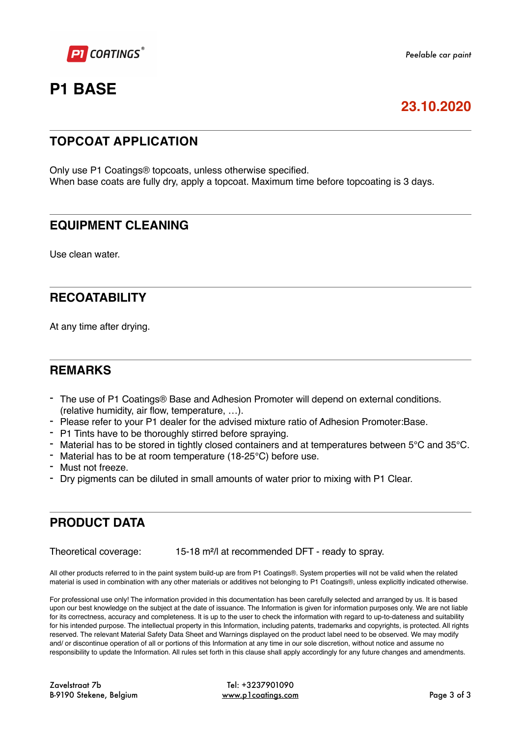# P1 BASE

23.10.2020

## TOPCOAT APPLICATION

Only use P1 Coatings® topcoats, unless otherwise specified.
When base coats are fully dry, apply a topcoat. Maximum time before topcoating is 3 days.

## EQUIPMENT CLEANING

Use clean water.

## RECOATABILITY

At any time after drying.

## REMARKS

- The use of P1 Coatings® Base and Adhesion Promoter will depend on external conditions. (relative humidity, air flow, temperature, …).
- Please refer to your P1 dealer for the advised mixture ratio of Adhesion Promoter:Base.
- P1 Tints have to be thoroughly stirred before spraying.
- Material has to be stored in tightly closed containers and at temperatures between 5°C and 35°C.
- Material has to be at room temperature (18-25°C) before use.
- Must not freeze.
- Dry pigments can be diluted in small amounts of water prior to mixing with P1 Clear.

## PRODUCT DATA

Theoretical coverage: 15-18 m²/l at recommended DFT - ready to spray.

All other products referred to in the paint system build-up are from P1 Coatings®. System properties will not be valid when the related material is used in combination with any other materials or additives not belonging to P1 Coatings®, unless explicitly indicated otherwise.

For professional use only! The information provided in this documentation has been carefully selected and arranged by us. It is based upon our best knowledge on the subject at the date of issuance. The Information is given for information purposes only. We are not liable for its correctness, accuracy and completeness. It is up to the user to check the information with regard to up-to-dateness and suitability for his intended purpose. The intellectual property in this Information, including patents, trademarks and copyrights, is protected. All rights reserved. The relevant Material Safety Data Sheet and Warnings displayed on the product label need to be observed. We may modify and/ or discontinue operation of all or portions of this Information at any time in our sole discretion, without notice and assume no responsibility to update the Information. All rules set forth in this clause shall apply accordingly for any future changes and amendments.

Zavelstraat 7b
B-9190 Stekene, Belgium

Tel: +3237901090
www.p1coatings.com